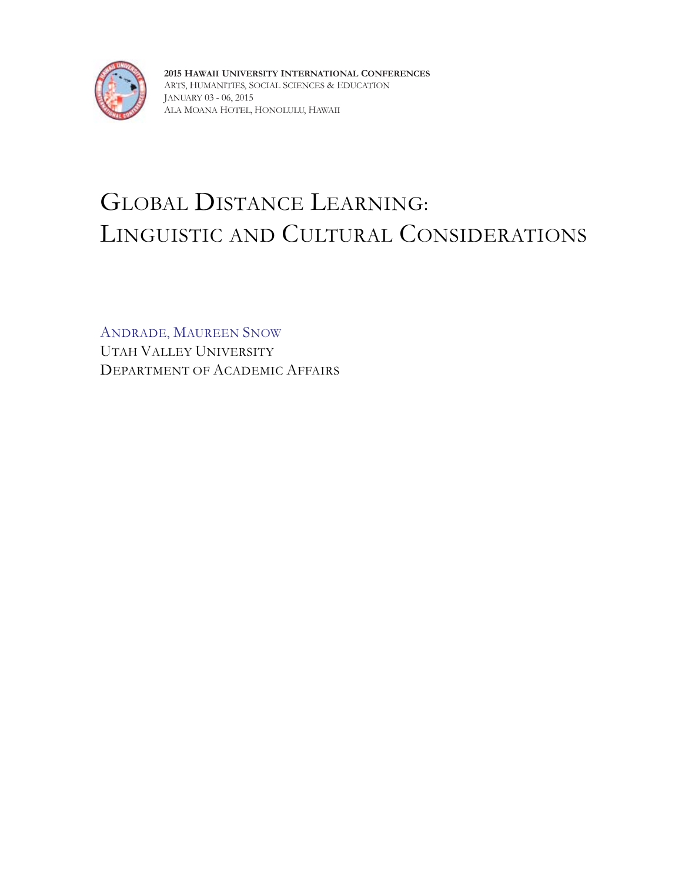**2015 Hawaii University International Conferences**
Arts, Humanities, Social Sciences & Education
January 03 - 06, 2015
Ala Moana Hotel, Honolulu, Hawaii

# Global Distance Learning: Linguistic and Cultural Considerations

Andrade, Maureen Snow
Utah Valley University
Department of Academic Affairs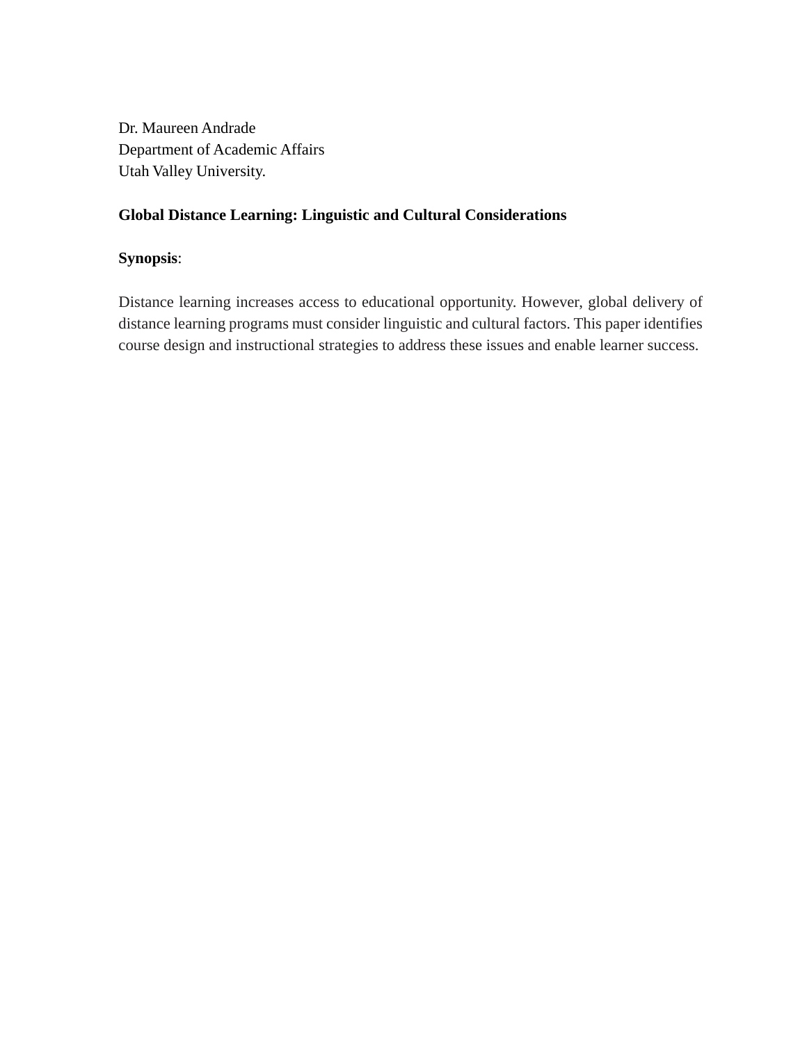Dr. Maureen Andrade
Department of Academic Affairs
Utah Valley University.

**Global Distance Learning: Linguistic and Cultural Considerations**

**Synopsis**:

Distance learning increases access to educational opportunity. However, global delivery of distance learning programs must consider linguistic and cultural factors. This paper identifies course design and instructional strategies to address these issues and enable learner success.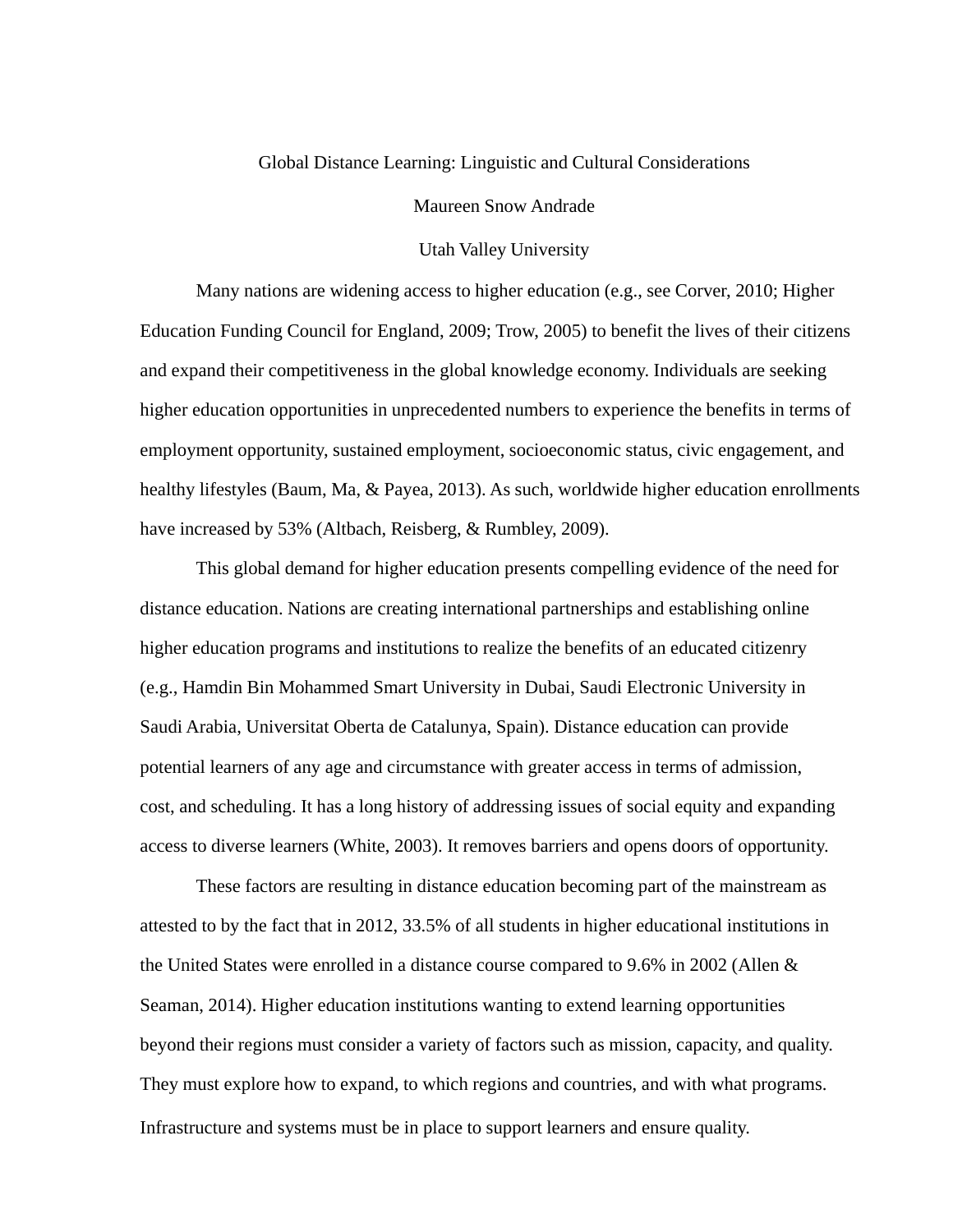# Global Distance Learning: Linguistic and Cultural Considerations

Maureen Snow Andrade

Utah Valley University

Many nations are widening access to higher education (e.g., see Corver, 2010; Higher Education Funding Council for England, 2009; Trow, 2005) to benefit the lives of their citizens and expand their competitiveness in the global knowledge economy. Individuals are seeking higher education opportunities in unprecedented numbers to experience the benefits in terms of employment opportunity, sustained employment, socioeconomic status, civic engagement, and healthy lifestyles (Baum, Ma, & Payea, 2013). As such, worldwide higher education enrollments have increased by 53% (Altbach, Reisberg, & Rumbley, 2009).

This global demand for higher education presents compelling evidence of the need for distance education. Nations are creating international partnerships and establishing online higher education programs and institutions to realize the benefits of an educated citizenry (e.g., Hamdin Bin Mohammed Smart University in Dubai, Saudi Electronic University in Saudi Arabia, Universitat Oberta de Catalunya, Spain). Distance education can provide potential learners of any age and circumstance with greater access in terms of admission, cost, and scheduling. It has a long history of addressing issues of social equity and expanding access to diverse learners (White, 2003). It removes barriers and opens doors of opportunity.

These factors are resulting in distance education becoming part of the mainstream as attested to by the fact that in 2012, 33.5% of all students in higher educational institutions in the United States were enrolled in a distance course compared to 9.6% in 2002 (Allen & Seaman, 2014). Higher education institutions wanting to extend learning opportunities beyond their regions must consider a variety of factors such as mission, capacity, and quality. They must explore how to expand, to which regions and countries, and with what programs. Infrastructure and systems must be in place to support learners and ensure quality.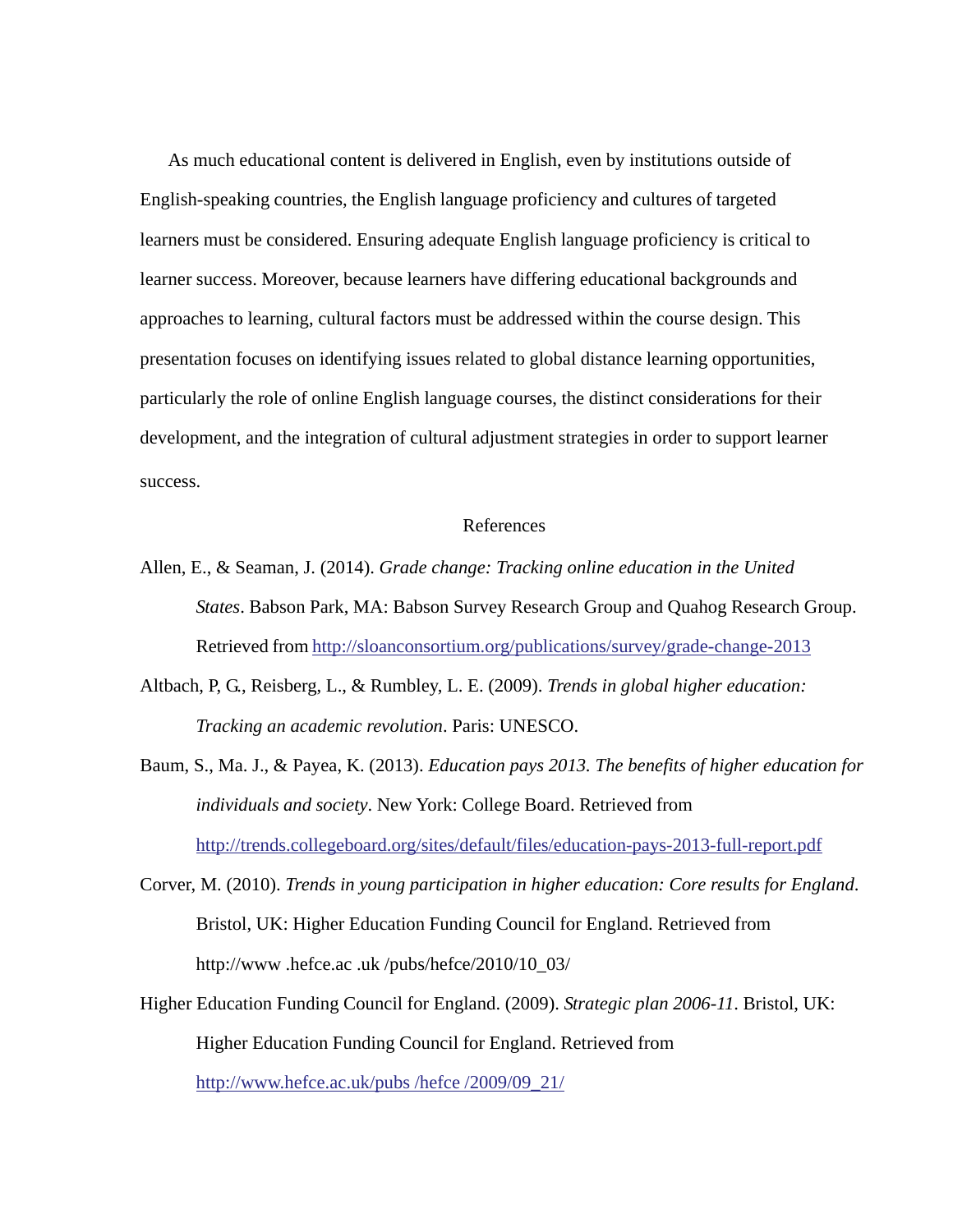As much educational content is delivered in English, even by institutions outside of English-speaking countries, the English language proficiency and cultures of targeted learners must be considered. Ensuring adequate English language proficiency is critical to learner success. Moreover, because learners have differing educational backgrounds and approaches to learning, cultural factors must be addressed within the course design. This presentation focuses on identifying issues related to global distance learning opportunities, particularly the role of online English language courses, the distinct considerations for their development, and the integration of cultural adjustment strategies in order to support learner success.

## References

Allen, E., & Seaman, J. (2014). *Grade change: Tracking online education in the United States*. Babson Park, MA: Babson Survey Research Group and Quahog Research Group. Retrieved from http://sloanconsortium.org/publications/survey/grade-change-2013

Altbach, P, G., Reisberg, L., & Rumbley, L. E. (2009). *Trends in global higher education: Tracking an academic revolution*. Paris: UNESCO.

Baum, S., Ma. J., & Payea, K. (2013). *Education pays 2013. The benefits of higher education for individuals and society*. New York: College Board. Retrieved from http://trends.collegeboard.org/sites/default/files/education-pays-2013-full-report.pdf

Corver, M. (2010). *Trends in young participation in higher education: Core results for England*. Bristol, UK: Higher Education Funding Council for England. Retrieved from http://www .hefce.ac .uk /pubs/hefce/2010/10_03/

Higher Education Funding Council for England. (2009). *Strategic plan 2006-11*. Bristol, UK: Higher Education Funding Council for England. Retrieved from http://www.hefce.ac.uk/pubs /hefce /2009/09_21/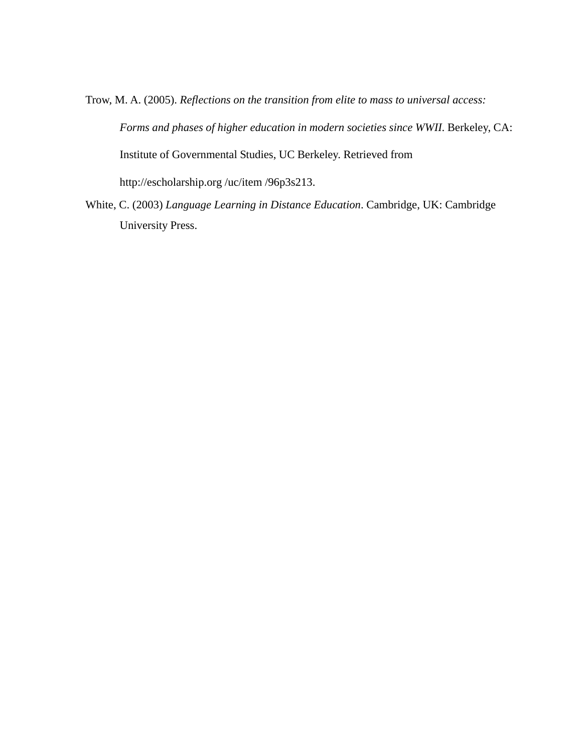Trow, M. A. (2005). *Reflections on the transition from elite to mass to universal access: Forms and phases of higher education in modern societies since WWII*. Berkeley, CA: Institute of Governmental Studies, UC Berkeley. Retrieved from http://escholarship.org /uc/item /96p3s213.

White, C. (2003) *Language Learning in Distance Education*. Cambridge, UK: Cambridge University Press.